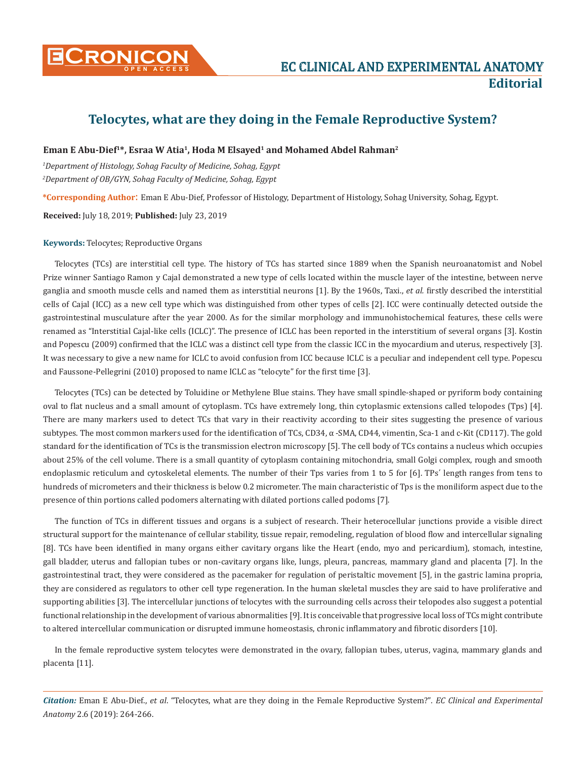# Telocytes, what are they doing in the Female Reproductive System?

**Eman E Abu-Dief[1]\*, Esraa W Atia[1], Hoda M Elsayed[1] and Mohamed Abdel Rahman[2]**

*[1]Department of Histology, Sohag Faculty of Medicine, Sohag, Egypt*

*[2]Department of OB/GYN, Sohag Faculty of Medicine, Sohag, Egypt*

**\*Corresponding Author:** Eman E Abu-Dief, Professor of Histology, Department of Histology, Sohag University, Sohag, Egypt.

**Received:** July 18, 2019; **Published:** July 23, 2019

**Keywords:** Telocytes; Reproductive Organs

Telocytes (TCs) are interstitial cell type. The history of TCs has started since 1889 when the Spanish neuroanatomist and Nobel Prize winner Santiago Ramon y Cajal demonstrated a new type of cells located within the muscle layer of the intestine, between nerve ganglia and smooth muscle cells and named them as interstitial neurons [1]. By the 1960s, Taxi., *et al.* firstly described the interstitial cells of Cajal (ICC) as a new cell type which was distinguished from other types of cells [2]. ICC were continually detected outside the gastrointestinal musculature after the year 2000. As for the similar morphology and immunohistochemical features, these cells were renamed as "Interstitial Cajal-like cells (ICLC)". The presence of ICLC has been reported in the interstitium of several organs [3]. Kostin and Popescu (2009) confirmed that the ICLC was a distinct cell type from the classic ICC in the myocardium and uterus, respectively [3]. It was necessary to give a new name for ICLC to avoid confusion from ICC because ICLC is a peculiar and independent cell type. Popescu and Faussone-Pellegrini (2010) proposed to name ICLC as "telocyte" for the first time [3].

Telocytes (TCs) can be detected by Toluidine or Methylene Blue stains. They have small spindle-shaped or pyriform body containing oval to flat nucleus and a small amount of cytoplasm. TCs have extremely long, thin cytoplasmic extensions called telopodes (Tps) [4]. There are many markers used to detect TCs that vary in their reactivity according to their sites suggesting the presence of various subtypes. The most common markers used for the identification of TCs, CD34, α -SMA, CD44, vimentin, Sca-1 and c-Kit (CD117). The gold standard for the identification of TCs is the transmission electron microscopy [5]. The cell body of TCs contains a nucleus which occupies about 25% of the cell volume. There is a small quantity of cytoplasm containing mitochondria, small Golgi complex, rough and smooth endoplasmic reticulum and cytoskeletal elements. The number of their Tps varies from 1 to 5 for [6]. TPs' length ranges from tens to hundreds of micrometers and their thickness is below 0.2 micrometer. The main characteristic of Tps is the moniliform aspect due to the presence of thin portions called podomers alternating with dilated portions called podoms [7].

The function of TCs in different tissues and organs is a subject of research. Their heterocellular junctions provide a visible direct structural support for the maintenance of cellular stability, tissue repair, remodeling, regulation of blood flow and intercellular signaling [8]. TCs have been identified in many organs either cavitary organs like the Heart (endo, myo and pericardium), stomach, intestine, gall bladder, uterus and fallopian tubes or non-cavitary organs like, lungs, pleura, pancreas, mammary gland and placenta [7]. In the gastrointestinal tract, they were considered as the pacemaker for regulation of peristaltic movement [5], in the gastric lamina propria, they are considered as regulators to other cell type regeneration. In the human skeletal muscles they are said to have proliferative and supporting abilities [3]. The intercellular junctions of telocytes with the surrounding cells across their telopodes also suggest a potential functional relationship in the development of various abnormalities [9]. It is conceivable that progressive local loss of TCs might contribute to altered intercellular communication or disrupted immune homeostasis, chronic inflammatory and fibrotic disorders [10].

In the female reproductive system telocytes were demonstrated in the ovary, fallopian tubes, uterus, vagina, mammary glands and placenta [11].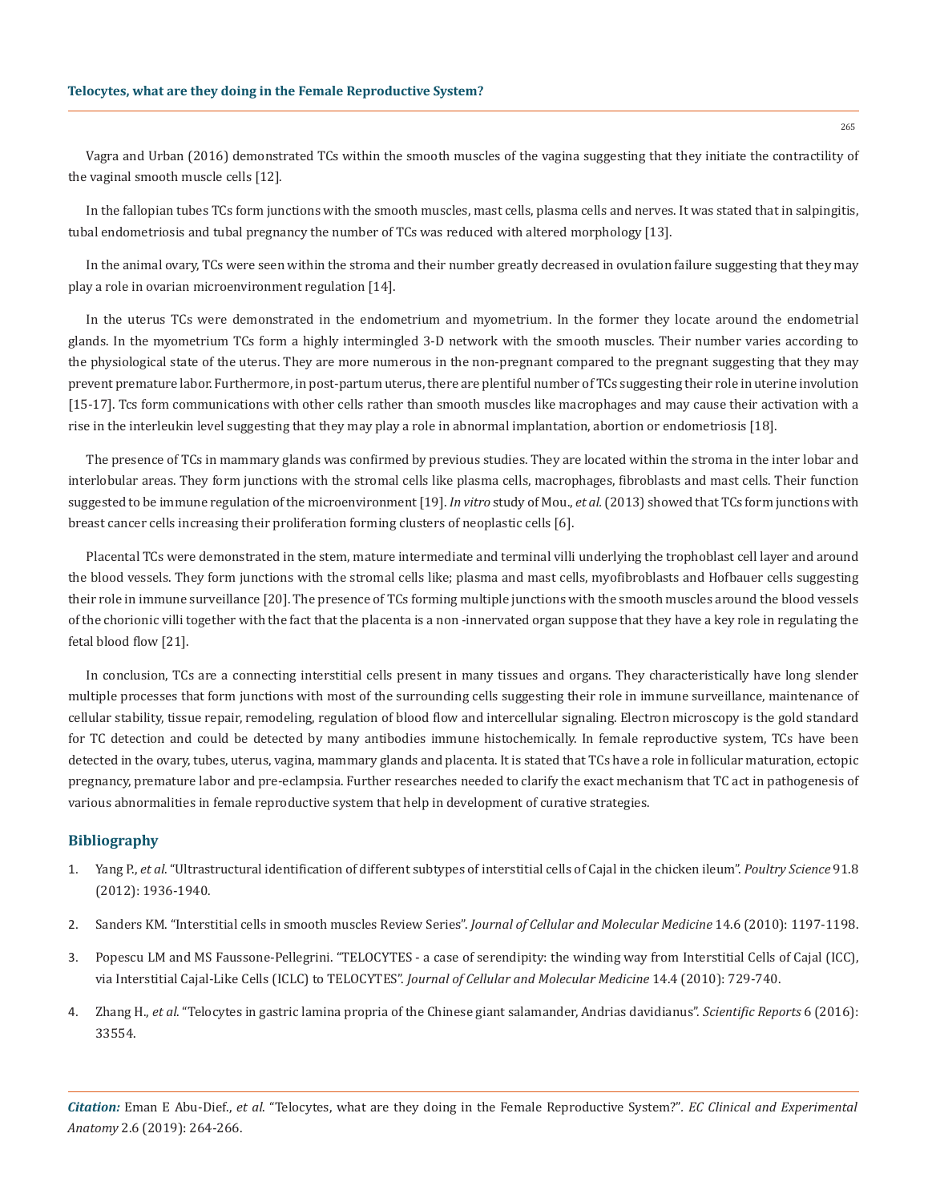Vagra and Urban (2016) demonstrated TCs within the smooth muscles of the vagina suggesting that they initiate the contractility of the vaginal smooth muscle cells [12].

In the fallopian tubes TCs form junctions with the smooth muscles, mast cells, plasma cells and nerves. It was stated that in salpingitis, tubal endometriosis and tubal pregnancy the number of TCs was reduced with altered morphology [13].

In the animal ovary, TCs were seen within the stroma and their number greatly decreased in ovulation failure suggesting that they may play a role in ovarian microenvironment regulation [14].

In the uterus TCs were demonstrated in the endometrium and myometrium. In the former they locate around the endometrial glands. In the myometrium TCs form a highly intermingled 3-D network with the smooth muscles. Their number varies according to the physiological state of the uterus. They are more numerous in the non-pregnant compared to the pregnant suggesting that they may prevent premature labor. Furthermore, in post-partum uterus, there are plentiful number of TCs suggesting their role in uterine involution [15-17]. Tcs form communications with other cells rather than smooth muscles like macrophages and may cause their activation with a rise in the interleukin level suggesting that they may play a role in abnormal implantation, abortion or endometriosis [18].

The presence of TCs in mammary glands was confirmed by previous studies. They are located within the stroma in the inter lobar and interlobular areas. They form junctions with the stromal cells like plasma cells, macrophages, fibroblasts and mast cells. Their function suggested to be immune regulation of the microenvironment [19]. *In vitro* study of Mou., *et al.* (2013) showed that TCs form junctions with breast cancer cells increasing their proliferation forming clusters of neoplastic cells [6].

Placental TCs were demonstrated in the stem, mature intermediate and terminal villi underlying the trophoblast cell layer and around the blood vessels. They form junctions with the stromal cells like; plasma and mast cells, myofibroblasts and Hofbauer cells suggesting their role in immune surveillance [20]. The presence of TCs forming multiple junctions with the smooth muscles around the blood vessels of the chorionic villi together with the fact that the placenta is a non -innervated organ suppose that they have a key role in regulating the fetal blood flow [21].

In conclusion, TCs are a connecting interstitial cells present in many tissues and organs. They characteristically have long slender multiple processes that form junctions with most of the surrounding cells suggesting their role in immune surveillance, maintenance of cellular stability, tissue repair, remodeling, regulation of blood flow and intercellular signaling. Electron microscopy is the gold standard for TC detection and could be detected by many antibodies immune histochemically. In female reproductive system, TCs have been detected in the ovary, tubes, uterus, vagina, mammary glands and placenta. It is stated that TCs have a role in follicular maturation, ectopic pregnancy, premature labor and pre-eclampsia. Further researches needed to clarify the exact mechanism that TC act in pathogenesis of various abnormalities in female reproductive system that help in development of curative strategies.

## Bibliography

1. Yang P., *et al*. "Ultrastructural identification of different subtypes of interstitial cells of Cajal in the chicken ileum". *Poultry Science* 91.8 (2012): 1936-1940.
2. Sanders KM. "Interstitial cells in smooth muscles Review Series". *Journal of Cellular and Molecular Medicine* 14.6 (2010): 1197-1198.
3. Popescu LM and MS Faussone-Pellegrini. "TELOCYTES - a case of serendipity: the winding way from Interstitial Cells of Cajal (ICC), via Interstitial Cajal-Like Cells (ICLC) to TELOCYTES". *Journal of Cellular and Molecular Medicine* 14.4 (2010): 729-740.
4. Zhang H., *et al*. "Telocytes in gastric lamina propria of the Chinese giant salamander, Andrias davidianus". *Scientific Reports* 6 (2016): 33554.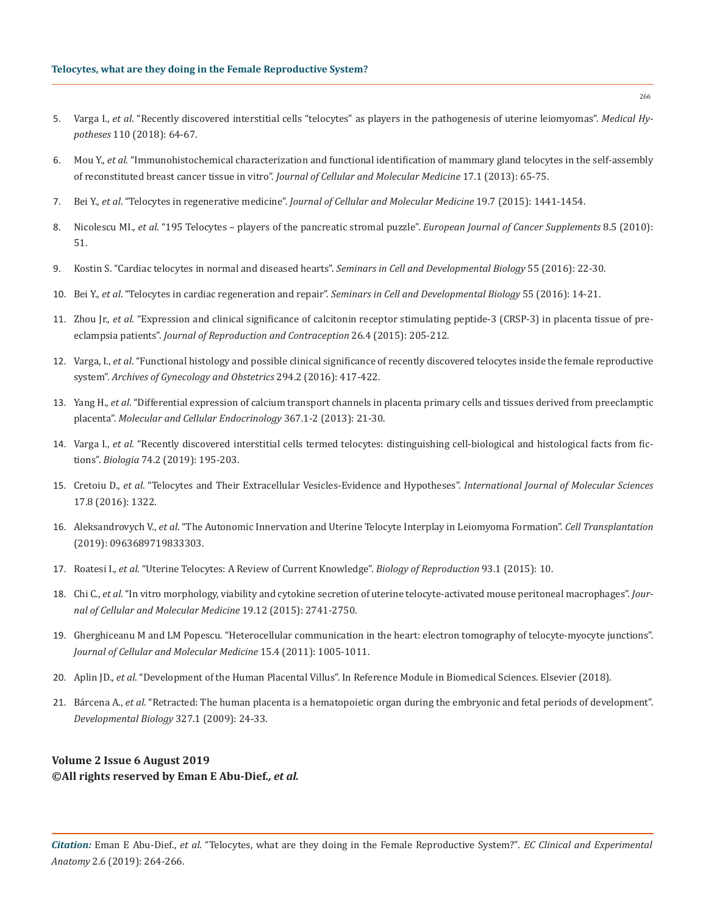5. Varga I., *et al*. "Recently discovered interstitial cells "telocytes" as players in the pathogenesis of uterine leiomyomas". *Medical Hypotheses* 110 (2018): 64-67.

6. Mou Y., *et al*. "Immunohistochemical characterization and functional identification of mammary gland telocytes in the self-assembly of reconstituted breast cancer tissue in vitro". *Journal of Cellular and Molecular Medicine* 17.1 (2013): 65-75.

7. Bei Y., *et al*. "Telocytes in regenerative medicine". *Journal of Cellular and Molecular Medicine* 19.7 (2015): 1441-1454.

8. Nicolescu MI., *et al*. "195 Telocytes – players of the pancreatic stromal puzzle". *European Journal of Cancer Supplements* 8.5 (2010): 51.

9. Kostin S. "Cardiac telocytes in normal and diseased hearts". *Seminars in Cell and Developmental Biology* 55 (2016): 22-30.

10. Bei Y., *et al*. "Telocytes in cardiac regeneration and repair". *Seminars in Cell and Developmental Biology* 55 (2016): 14-21.

11. Zhou Jr., *et al*. "Expression and clinical significance of calcitonin receptor stimulating peptide-3 (CRSP-3) in placenta tissue of pre-eclampsia patients". *Journal of Reproduction and Contraception* 26.4 (2015): 205-212.

12. Varga, I., *et al*. "Functional histology and possible clinical significance of recently discovered telocytes inside the female reproductive system". *Archives of Gynecology and Obstetrics* 294.2 (2016): 417-422.

13. Yang H., *et al*. "Differential expression of calcium transport channels in placenta primary cells and tissues derived from preeclamptic placenta". *Molecular and Cellular Endocrinology* 367.1-2 (2013): 21-30.

14. Varga I., *et al*. "Recently discovered interstitial cells termed telocytes: distinguishing cell-biological and histological facts from fictions". *Biologia* 74.2 (2019): 195-203.

15. Cretoiu D., *et al*. "Telocytes and Their Extracellular Vesicles-Evidence and Hypotheses". *International Journal of Molecular Sciences* 17.8 (2016): 1322.

16. Aleksandrovych V., *et al*. "The Autonomic Innervation and Uterine Telocyte Interplay in Leiomyoma Formation". *Cell Transplantation* (2019): 0963689719833303.

17. Roatesi I., *et al*. "Uterine Telocytes: A Review of Current Knowledge". *Biology of Reproduction* 93.1 (2015): 10.

18. Chi C., *et al*. "In vitro morphology, viability and cytokine secretion of uterine telocyte-activated mouse peritoneal macrophages". *Journal of Cellular and Molecular Medicine* 19.12 (2015): 2741-2750.

19. Gherghiceanu M and LM Popescu. "Heterocellular communication in the heart: electron tomography of telocyte-myocyte junctions". *Journal of Cellular and Molecular Medicine* 15.4 (2011): 1005-1011.

20. Aplin JD., *et al*. "Development of the Human Placental Villus". In Reference Module in Biomedical Sciences. Elsevier (2018).

21. Bárcena A., *et al*. "Retracted: The human placenta is a hematopoietic organ during the embryonic and fetal periods of development". *Developmental Biology* 327.1 (2009): 24-33.

**Volume 2 Issue 6 August 2019**
**©All rights reserved by Eman E Abu-Dief., *et al.***